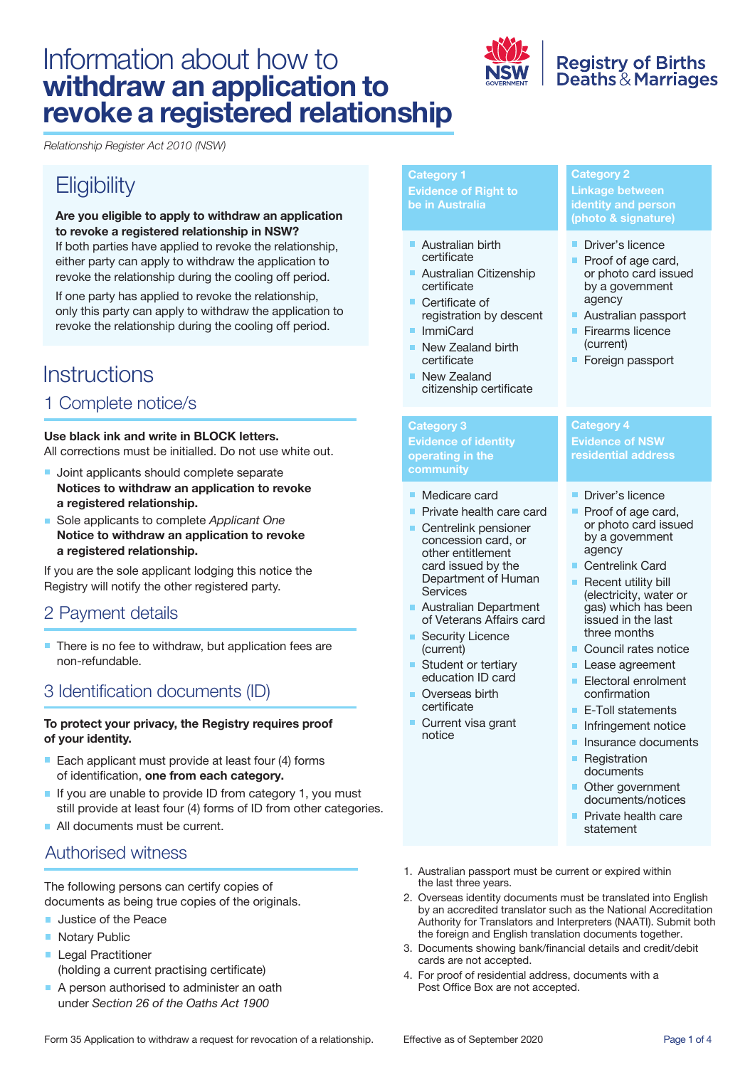# Information about how to **withdraw an application to revoke a registered relationship**

Registry of Births Deaths & Marriages

*Relationship Register Act 2010 (NSW)*

## Eligibility

**Are you eligible to apply to withdraw an application to revoke a registered relationship in NSW?**
If both parties have applied to revoke the relationship, either party can apply to withdraw the application to revoke the relationship during the cooling off period.

If one party has applied to revoke the relationship, only this party can apply to withdraw the application to revoke the relationship during the cooling off period.

## Instructions

### 1 Complete notice/s

**Use black ink and write in BLOCK letters.**
All corrections must be initialled. Do not use white out.

- Joint applicants should complete separate **Notices to withdraw an application to revoke a registered relationship.**
- Sole applicants to complete *Applicant One* **Notice to withdraw an application to revoke a registered relationship.**

If you are the sole applicant lodging this notice the Registry will notify the other registered party.

### 2 Payment details

- There is no fee to withdraw, but application fees are non-refundable.

### 3 Identification documents (ID)

**To protect your privacy, the Registry requires proof of your identity.**

- Each applicant must provide at least four (4) forms of identification, **one from each category.**
- If you are unable to provide ID from category 1, you must still provide at least four (4) forms of ID from other categories.
- All documents must be current.

### Authorised witness

The following persons can certify copies of documents as being true copies of the originals.

- Justice of the Peace
- Notary Public
- Legal Practitioner (holding a current practising certificate)
- A person authorised to administer an oath under *Section 26 of the Oaths Act 1900*

#### Category 1 – Evidence of Right to be in Australia

- Australian birth certificate
- Australian Citizenship certificate
- Certificate of registration by descent
- ImmiCard
- New Zealand birth certificate
- New Zealand citizenship certificate

#### Category 2 – Linkage between identity and person (photo & signature)

- Driver's licence
- Proof of age card, or photo card issued by a government agency
- Australian passport
- Firearms licence (current)
- Foreign passport

#### Category 3 – Evidence of identity operating in the community

- Medicare card
- Private health care card
- Centrelink pensioner concession card, or other entitlement card issued by the Department of Human Services
- Australian Department of Veterans Affairs card
- Security Licence (current)
- Student or tertiary education ID card
- Overseas birth certificate
- Current visa grant notice

#### Category 4 – Evidence of NSW residential address

- Driver's licence
- Proof of age card, or photo card issued by a government agency
- Centrelink Card
- Recent utility bill (electricity, water or gas) which has been issued in the last three months
- Council rates notice
- Lease agreement
- Electoral enrolment confirmation
- E-Toll statements
- Infringement notice
- Insurance documents
- Registration documents
- Other government documents/notices
- Private health care statement

1. Australian passport must be current or expired within the last three years.
2. Overseas identity documents must be translated into English by an accredited translator such as the National Accreditation Authority for Translators and Interpreters (NAATI). Submit both the foreign and English translation documents together.
3. Documents showing bank/financial details and credit/debit cards are not accepted.
4. For proof of residential address, documents with a Post Office Box are not accepted.

Form 35 Application to withdraw a request for revocation of a relationship. Effective as of September 2020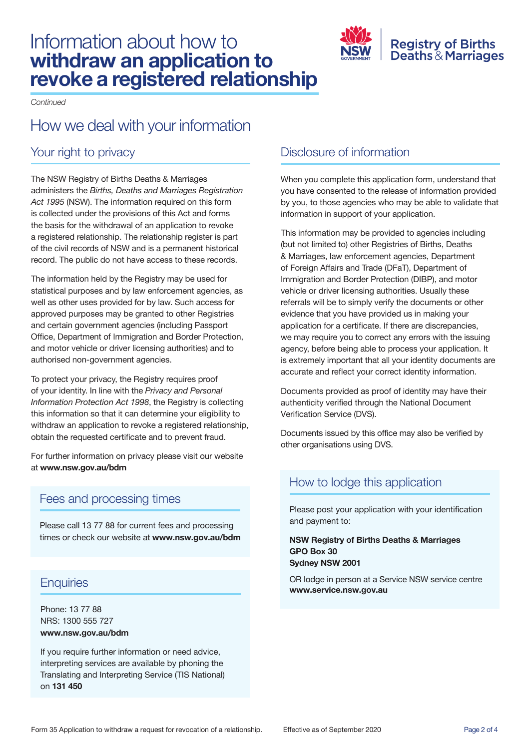# Information about how to **withdraw an application to revoke a registered relationship**

*Continued*

## How we deal with your information

### Your right to privacy

The NSW Registry of Births Deaths & Marriages administers the *Births, Deaths and Marriages Registration Act 1995* (NSW). The information required on this form is collected under the provisions of this Act and forms the basis for the withdrawal of an application to revoke a registered relationship. The relationship register is part of the civil records of NSW and is a permanent historical record. The public do not have access to these records.

The information held by the Registry may be used for statistical purposes and by law enforcement agencies, as well as other uses provided for by law. Such access for approved purposes may be granted to other Registries and certain government agencies (including Passport Office, Department of Immigration and Border Protection, and motor vehicle or driver licensing authorities) and to authorised non-government agencies.

To protect your privacy, the Registry requires proof of your identity. In line with the *Privacy and Personal Information Protection Act 1998*, the Registry is collecting this information so that it can determine your eligibility to withdraw an application to revoke a registered relationship, obtain the requested certificate and to prevent fraud.

For further information on privacy please visit our website at **www.nsw.gov.au/bdm**

### Fees and processing times

Please call 13 77 88 for current fees and processing times or check our website at **www.nsw.gov.au/bdm**

### Enquiries

Phone: 13 77 88
NRS: 1300 555 727
**www.nsw.gov.au/bdm**

If you require further information or need advice, interpreting services are available by phoning the Translating and Interpreting Service (TIS National) on **131 450**

### Disclosure of information

When you complete this application form, understand that you have consented to the release of information provided by you, to those agencies who may be able to validate that information in support of your application.

This information may be provided to agencies including (but not limited to) other Registries of Births, Deaths & Marriages, law enforcement agencies, Department of Foreign Affairs and Trade (DFaT), Department of Immigration and Border Protection (DIBP), and motor vehicle or driver licensing authorities. Usually these referrals will be to simply verify the documents or other evidence that you have provided us in making your application for a certificate. If there are discrepancies, we may require you to correct any errors with the issuing agency, before being able to process your application. It is extremely important that all your identity documents are accurate and reflect your correct identity information.

Documents provided as proof of identity may have their authenticity verified through the National Document Verification Service (DVS).

Documents issued by this office may also be verified by other organisations using DVS.

### How to lodge this application

Please post your application with your identification and payment to:

**NSW Registry of Births Deaths & Marriages**
**GPO Box 30**
**Sydney NSW 2001**

OR lodge in person at a Service NSW service centre
**www.service.nsw.gov.au**

Form 35 Application to withdraw a request for revocation of a relationship. Effective as of September 2020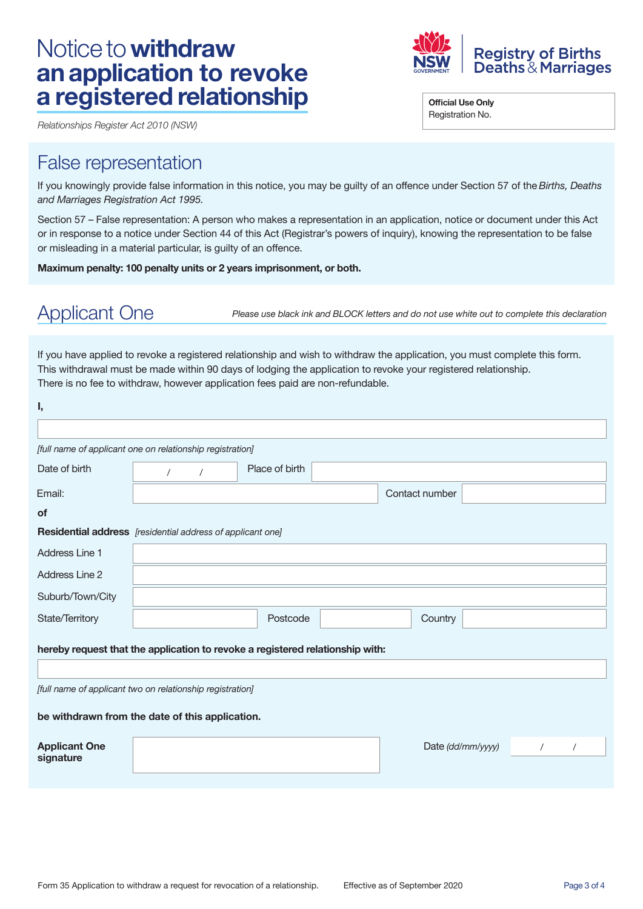# Notice to **withdraw an application to revoke a registered relationship**

*Relationships Register Act 2010 (NSW)*

NSW GOVERNMENT | Registry of Births Deaths & Marriages

| **Official Use Only** |
|---|
| Registration No. |

## False representation

If you knowingly provide false information in this notice, you may be guilty of an offence under Section 57 of the *Births, Deaths and Marriages Registration Act 1995.*

Section 57 – False representation: A person who makes a representation in an application, notice or document under this Act or in response to a notice under Section 44 of this Act (Registrar's powers of inquiry), knowing the representation to be false or misleading in a material particular, is guilty of an offence.

**Maximum penalty: 100 penalty units or 2 years imprisonment, or both.**

## Applicant One

*Please use black ink and BLOCK letters and do not use white out to complete this declaration*

If you have applied to revoke a registered relationship and wish to withdraw the application, you must complete this form. This withdrawal must be made within 90 days of lodging the application to revoke your registered relationship. There is no fee to withdraw, however application fees paid are non-refundable.

**I,**

\_\_\_\_\_\_\_\_\_\_\_\_\_\_\_\_\_\_\_\_\_\_\_\_\_\_\_\_\_\_\_\_\_\_\_\_\_\_\_\_

*[full name of applicant one on relationship registration]*

| | | | |
|---|---|---|---|
| Date of birth | / / | Place of birth | |
| Email: | | Contact number | |

**of**

**Residential address** *[residential address of applicant one]*

| | | | | | |
|---|---|---|---|---|---|
| Address Line 1 | | | | | |
| Address Line 2 | | | | | |
| Suburb/Town/City | | | | | |
| State/Territory | | Postcode | | Country | |

**hereby request that the application to revoke a registered relationship with:**

\_\_\_\_\_\_\_\_\_\_\_\_\_\_\_\_\_\_\_\_\_\_\_\_\_\_\_\_\_\_\_\_\_\_\_\_\_\_\_\_

*[full name of applicant two on relationship registration]*

**be withdrawn from the date of this application.**

| | | | |
|---|---|---|---|
| **Applicant One signature** | | Date *(dd/mm/yyyy)* | / / |

Form 35 Application to withdraw a request for revocation of a relationship. Effective as of September 2020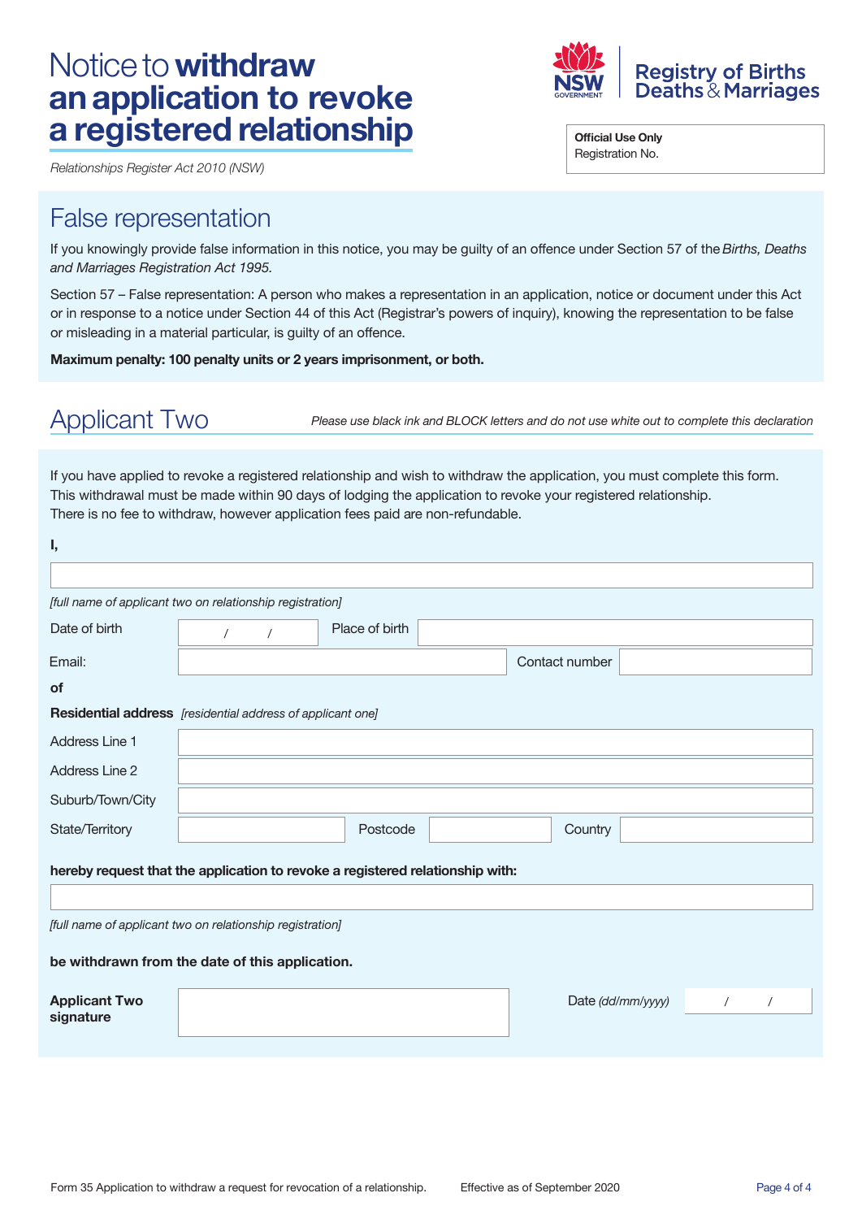# Notice to **withdraw an application to revoke a registered relationship**

*Relationships Register Act 2010 (NSW)*

NSW GOVERNMENT | Registry of Births Deaths & Marriages

**Official Use Only**
Registration No.

## False representation

If you knowingly provide false information in this notice, you may be guilty of an offence under Section 57 of the *Births, Deaths and Marriages Registration Act 1995.*

Section 57 – False representation: A person who makes a representation in an application, notice or document under this Act or in response to a notice under Section 44 of this Act (Registrar's powers of inquiry), knowing the representation to be false or misleading in a material particular, is guilty of an offence.

**Maximum penalty: 100 penalty units or 2 years imprisonment, or both.**

## Applicant Two

*Please use black ink and BLOCK letters and do not use white out to complete this declaration*

If you have applied to revoke a registered relationship and wish to withdraw the application, you must complete this form. This withdrawal must be made within 90 days of lodging the application to revoke your registered relationship. There is no fee to withdraw, however application fees paid are non-refundable.

**I,**

*[full name of applicant two on relationship registration]*

| | | | |
|---|---|---|---|
| Date of birth | / / | Place of birth | |
| Email: | | Contact number | |

**of**

**Residential address** *[residential address of applicant one]*

| | | | | | |
|---|---|---|---|---|---|
| Address Line 1 | | | | | |
| Address Line 2 | | | | | |
| Suburb/Town/City | | | | | |
| State/Territory | | Postcode | | Country | |

**hereby request that the application to revoke a registered relationship with:**

*[full name of applicant two on relationship registration]*

**be withdrawn from the date of this application.**

| | | | |
|---|---|---|---|
| **Applicant Two signature** | | Date *(dd/mm/yyyy)* | / / |

Form 35 Application to withdraw a request for revocation of a relationship. Effective as of September 2020